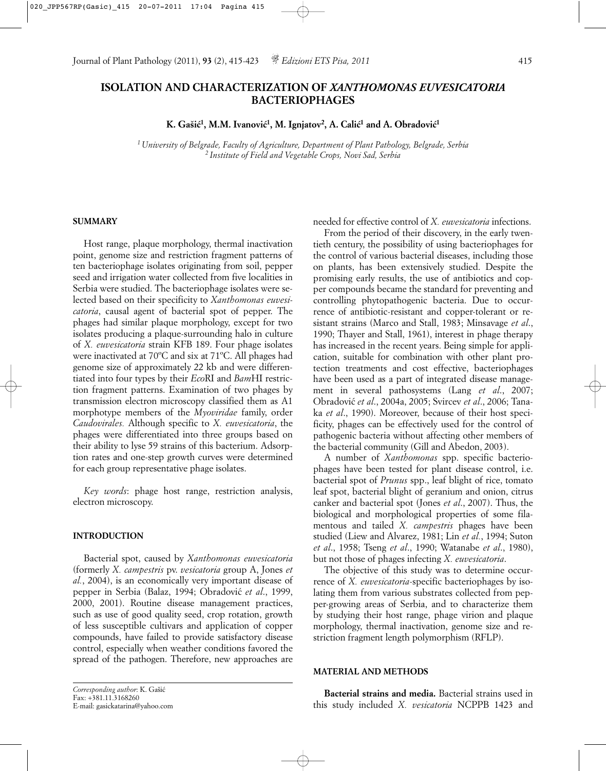# ISOLATION AND CHARACTERIZATION OF *XANTHOMONAS EUVESICATORIA* BACTERIOPHAGES

**K. Gašić[1], M.M. Ivanović[1], M. Ignjatov[2], A. Calić[1] and A. Obradović[1]**

*[1] University of Belgrade, Faculty of Agriculture, Department of Plant Pathology, Belgrade, Serbia*
*[2] Institute of Field and Vegetable Crops, Novi Sad, Serbia*

## SUMMARY

Host range, plaque morphology, thermal inactivation point, genome size and restriction fragment patterns of ten bacteriophage isolates originating from soil, pepper seed and irrigation water collected from five localities in Serbia were studied. The bacteriophage isolates were selected based on their specificity to *Xanthomonas euvesicatoria*, causal agent of bacterial spot of pepper. The phages had similar plaque morphology, except for two isolates producing a plaque-surrounding halo in culture of *X. euvesicatoria* strain KFB 189. Four phage isolates were inactivated at 70ºC and six at 71ºC. All phages had genome size of approximately 22 kb and were differentiated into four types by their *Eco*RI and *Bam*HI restriction fragment patterns. Examination of two phages by transmission electron microscopy classified them as A1 morphotype members of the *Myoviridae* family, order *Caudovirales.* Although specific to *X. euvesicatoria*, the phages were differentiated into three groups based on their ability to lyse 59 strains of this bacterium. Adsorption rates and one-step growth curves were determined for each group representative phage isolates.

*Key words*: phage host range, restriction analysis, electron microscopy.

## INTRODUCTION

Bacterial spot, caused by *Xanthomonas euvesicatoria* (formerly *X. campestris* pv. *vesicatoria* group A, Jones *et al.*, 2004), is an economically very important disease of pepper in Serbia (Balaz, 1994; Obradović *et al*., 1999, 2000, 2001). Routine disease management practices, such as use of good quality seed, crop rotation, growth of less susceptible cultivars and application of copper compounds, have failed to provide satisfactory disease control, especially when weather conditions favored the spread of the pathogen. Therefore, new approaches are needed for effective control of *X. euvesicatoria* infections.

From the period of their discovery, in the early twentieth century, the possibility of using bacteriophages for the control of various bacterial diseases, including those on plants, has been extensively studied. Despite the promising early results, the use of antibiotics and copper compounds became the standard for preventing and controlling phytopathogenic bacteria. Due to occurrence of antibiotic-resistant and copper-tolerant or resistant strains (Marco and Stall, 1983; Minsavage *et al*., 1990; Thayer and Stall, 1961), interest in phage therapy has increased in the recent years. Being simple for application, suitable for combination with other plant protection treatments and cost effective, bacteriophages have been used as a part of integrated disease management in several pathosystems (Lang *et al*., 2007; Obradović *et al*., 2004a, 2005; Svircev *et al*., 2006; Tanaka *et al*., 1990). Moreover, because of their host specificity, phages can be effectively used for the control of pathogenic bacteria without affecting other members of the bacterial community (Gill and Abedon, 2003).

A number of *Xanthomonas* spp. specific bacteriophages have been tested for plant disease control, i.e. bacterial spot of *Prunus* spp., leaf blight of rice, tomato leaf spot, bacterial blight of geranium and onion, citrus canker and bacterial spot (Jones *et al*., 2007). Thus, the biological and morphological properties of some filamentous and tailed *X. campestris* phages have been studied (Liew and Alvarez, 1981; Lin *et al.*, 1994; Suton *et al*., 1958; Tseng *et al*., 1990; Watanabe *et al*., 1980), but not those of phages infecting *X. euvesicatoria*.

The objective of this study was to determine occurrence of *X. euvesicatoria*-specific bacteriophages by isolating them from various substrates collected from pepper-growing areas of Serbia, and to characterize them by studying their host range, phage virion and plaque morphology, thermal inactivation, genome size and restriction fragment length polymorphism (RFLP).

## MATERIAL AND METHODS

**Bacterial strains and media.** Bacterial strains used in this study included *X. vesicatoria* NCPPB 1423 and

*Corresponding author*: K. Gašić
Fax: +381.11.3168260
E-mail: gasickatarina@yahoo.com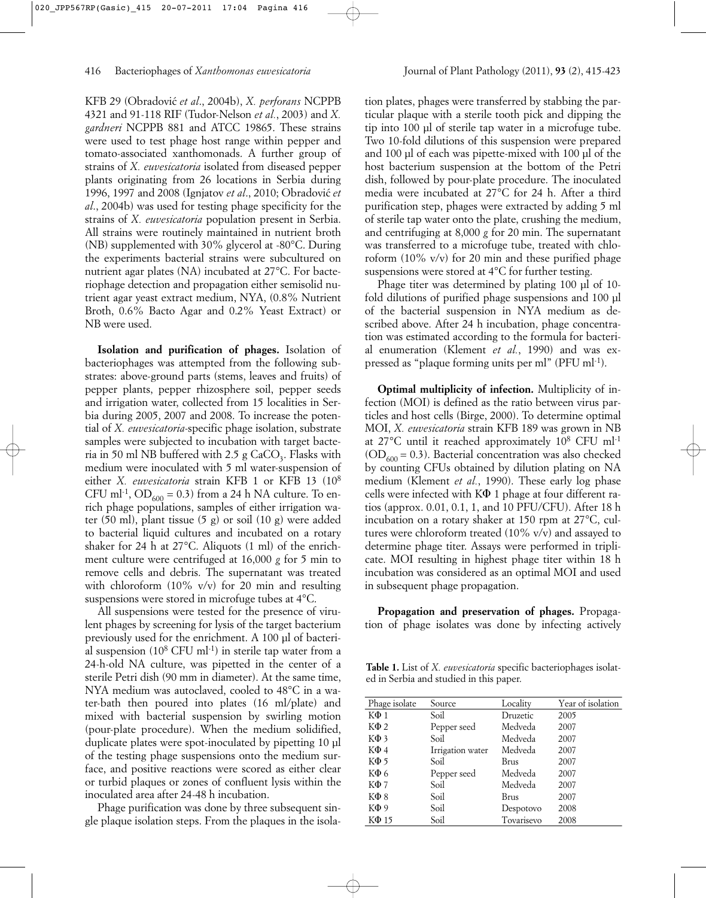KFB 29 (Obradović *et al*., 2004b), *X. perforans* NCPPB 4321 and 91-118 RIF (Tudor-Nelson *et al.*, 2003) and *X. gardneri* NCPPB 881 and ATCC 19865. These strains were used to test phage host range within pepper and tomato-associated xanthomonads. A further group of strains of *X. euvesicatoria* isolated from diseased pepper plants originating from 26 locations in Serbia during 1996, 1997 and 2008 (Ignjatov *et al*., 2010; Obradović *et al*., 2004b) was used for testing phage specificity for the strains of *X. euvesicatoria* population present in Serbia. All strains were routinely maintained in nutrient broth (NB) supplemented with 30% glycerol at -80°C. During the experiments bacterial strains were subcultured on nutrient agar plates (NA) incubated at 27°C. For bacteriophage detection and propagation either semisolid nutrient agar yeast extract medium, NYA, (0.8% Nutrient Broth, 0.6% Bacto Agar and 0.2% Yeast Extract) or NB were used.

**Isolation and purification of phages.** Isolation of bacteriophages was attempted from the following substrates: above-ground parts (stems, leaves and fruits) of pepper plants, pepper rhizosphere soil, pepper seeds and irrigation water, collected from 15 localities in Serbia during 2005, 2007 and 2008. To increase the potential of *X. euvesicatoria*-specific phage isolation, substrate samples were subjected to incubation with target bacteria in 50 ml NB buffered with 2.5 g $CaCO_3$. Flasks with medium were inoculated with 5 ml water-suspension of either *X. euvesicatoria* strain KFB 1 or KFB 13 ($10^8$ CFU ml$^{-1}$, $OD_{600}$ = 0.3) from a 24 h NA culture. To enrich phage populations, samples of either irrigation water (50 ml), plant tissue (5 g) or soil (10 g) were added to bacterial liquid cultures and incubated on a rotary shaker for 24 h at 27°C. Aliquots (1 ml) of the enrichment culture were centrifuged at 16,000 *g* for 5 min to remove cells and debris. The supernatant was treated with chloroform (10% v/v) for 20 min and resulting suspensions were stored in microfuge tubes at 4°C.

All suspensions were tested for the presence of virulent phages by screening for lysis of the target bacterium previously used for the enrichment. A 100 µl of bacterial suspension ($10^8$ CFU ml$^{-1}$) in sterile tap water from a 24-h-old NA culture, was pipetted in the center of a sterile Petri dish (90 mm in diameter). At the same time, NYA medium was autoclaved, cooled to 48°C in a water-bath then poured into plates (16 ml/plate) and mixed with bacterial suspension by swirling motion (pour-plate procedure). When the medium solidified, duplicate plates were spot-inoculated by pipetting 10 µl of the testing phage suspensions onto the medium surface, and positive reactions were scored as either clear or turbid plaques or zones of confluent lysis within the inoculated area after 24-48 h incubation.

Phage purification was done by three subsequent single plaque isolation steps. From the plaques in the isolation plates, phages were transferred by stabbing the particular plaque with a sterile tooth pick and dipping the tip into 100 µl of sterile tap water in a microfuge tube. Two 10-fold dilutions of this suspension were prepared and 100 µl of each was pipette-mixed with 100 µl of the host bacterium suspension at the bottom of the Petri dish, followed by pour-plate procedure. The inoculated media were incubated at 27°C for 24 h. After a third purification step, phages were extracted by adding 5 ml of sterile tap water onto the plate, crushing the medium, and centrifuging at 8,000 *g* for 20 min. The supernatant was transferred to a microfuge tube, treated with chloroform (10% v/v) for 20 min and these purified phage suspensions were stored at 4°C for further testing.

Phage titer was determined by plating 100 µl of 10-fold dilutions of purified phage suspensions and 100 µl of the bacterial suspension in NYA medium as described above. After 24 h incubation, phage concentration was estimated according to the formula for bacterial enumeration (Klement *et al.*, 1990) and was expressed as "plaque forming units per ml" (PFU ml$^{-1}$).

**Optimal multiplicity of infection.** Multiplicity of infection (MOI) is defined as the ratio between virus particles and host cells (Birge, 2000). To determine optimal MOI, *X. euvesicatoria* strain KFB 189 was grown in NB at 27°C until it reached approximately $10^8$ CFU ml$^{-1}$ ($OD_{600}$ = 0.3). Bacterial concentration was also checked by counting CFUs obtained by dilution plating on NA medium (Klement *et al.*, 1990). These early log phase cells were infected with KΦ 1 phage at four different ratios (approx. 0.01, 0.1, 1, and 10 PFU/CFU). After 18 h incubation on a rotary shaker at 150 rpm at 27°C, cultures were chloroform treated (10% v/v) and assayed to determine phage titer. Assays were performed in triplicate. MOI resulting in highest phage titer within 18 h incubation was considered as an optimal MOI and used in subsequent phage propagation.

**Propagation and preservation of phages.** Propagation of phage isolates was done by infecting actively

**Table 1.** List of *X. euvesicatoria* specific bacteriophages isolated in Serbia and studied in this paper.

| Phage isolate | Source | Locality | Year of isolation |
|---|---|---|---|
| KΦ 1 | Soil | Druzetic | 2005 |
| KΦ 2 | Pepper seed | Medveda | 2007 |
| KΦ 3 | Soil | Medveda | 2007 |
| KΦ 4 | Irrigation water | Medveda | 2007 |
| KΦ 5 | Soil | Brus | 2007 |
| KΦ 6 | Pepper seed | Medveda | 2007 |
| KΦ 7 | Soil | Medveda | 2007 |
| KΦ 8 | Soil | Brus | 2007 |
| KΦ 9 | Soil | Despotovo | 2008 |
| KΦ 15 | Soil | Tovarisevo | 2008 |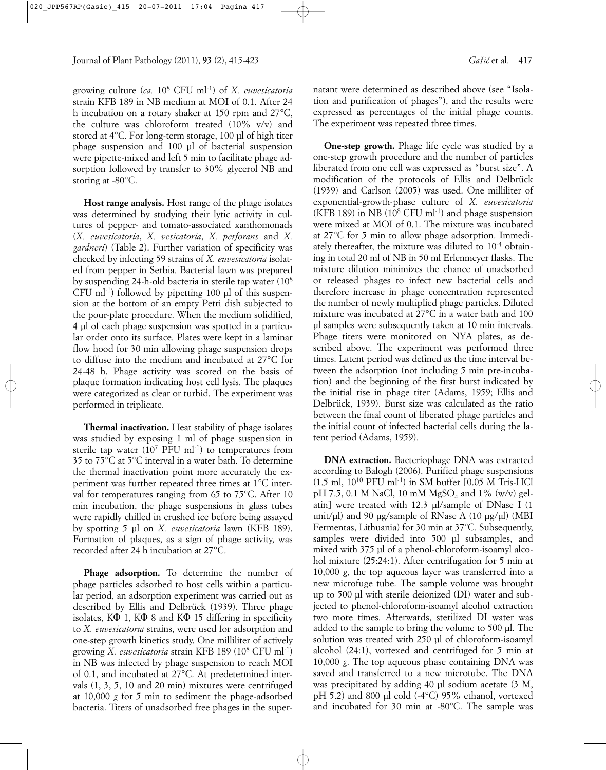growing culture (*ca.* $10^8$ CFU ml$^{-1}$) of *X. euvesicatoria* strain KFB 189 in NB medium at MOI of 0.1. After 24 h incubation on a rotary shaker at 150 rpm and 27°C, the culture was chloroform treated (10% v/v) and stored at 4°C. For long-term storage, 100 µl of high titer phage suspension and 100 µl of bacterial suspension were pipette-mixed and left 5 min to facilitate phage adsorption followed by transfer to 30% glycerol NB and storing at -80°C.

**Host range analysis.** Host range of the phage isolates was determined by studying their lytic activity in cultures of pepper- and tomato-associated xanthomonads (*X. euvesicatoria*, *X. vesicatoria*, *X. perforans* and *X. gardneri*) (Table 2). Further variation of specificity was checked by infecting 59 strains of *X. euvesicatoria* isolated from pepper in Serbia. Bacterial lawn was prepared by suspending 24-h-old bacteria in sterile tap water ($10^8$ CFU ml$^{-1}$) followed by pipetting 100 µl of this suspension at the bottom of an empty Petri dish subjected to the pour-plate procedure. When the medium solidified, 4 µl of each phage suspension was spotted in a particular order onto its surface. Plates were kept in a laminar flow hood for 30 min allowing phage suspension drops to diffuse into the medium and incubated at 27°C for 24-48 h. Phage activity was scored on the basis of plaque formation indicating host cell lysis. The plaques were categorized as clear or turbid. The experiment was performed in triplicate.

**Thermal inactivation.** Heat stability of phage isolates was studied by exposing 1 ml of phage suspension in sterile tap water ($10^7$ PFU ml$^{-1}$) to temperatures from 35 to 75°C at 5°C interval in a water bath. To determine the thermal inactivation point more accurately the experiment was further repeated three times at 1°C interval for temperatures ranging from 65 to 75°C. After 10 min incubation, the phage suspensions in glass tubes were rapidly chilled in crushed ice before being assayed by spotting 5 µl on *X. euvesicatoria* lawn (KFB 189). Formation of plaques, as a sign of phage activity, was recorded after 24 h incubation at 27°C.

**Phage adsorption.** To determine the number of phage particles adsorbed to host cells within a particular period, an adsorption experiment was carried out as described by Ellis and Delbrück (1939). Three phage isolates, KΦ 1, KΦ 8 and KΦ 15 differing in specificity to *X. euvesicatoria* strains, were used for adsorption and one-step growth kinetics study. One milliliter of actively growing *X. euvesicatoria* strain KFB 189 ($10^8$ CFU ml$^{-1}$) in NB was infected by phage suspension to reach MOI of 0.1, and incubated at 27°C. At predetermined intervals (1, 3, 5, 10 and 20 min) mixtures were centrifuged at 10,000 *g* for 5 min to sediment the phage-adsorbed bacteria. Titers of unadsorbed free phages in the supernatant were determined as described above (see "Isolation and purification of phages"), and the results were expressed as percentages of the initial phage counts. The experiment was repeated three times.

**One-step growth.** Phage life cycle was studied by a one-step growth procedure and the number of particles liberated from one cell was expressed as "burst size". A modification of the protocols of Ellis and Delbrück (1939) and Carlson (2005) was used. One milliliter of exponential-growth-phase culture of *X. euvesicatoria* (KFB 189) in NB ($10^8$ CFU ml$^{-1}$) and phage suspension were mixed at MOI of 0.1. The mixture was incubated at 27°C for 5 min to allow phage adsorption. Immediately thereafter, the mixture was diluted to $10^{-4}$ obtaining in total 20 ml of NB in 50 ml Erlenmeyer flasks. The mixture dilution minimizes the chance of unadsorbed or released phages to infect new bacterial cells and therefore increase in phage concentration represented the number of newly multiplied phage particles. Diluted mixture was incubated at 27°C in a water bath and 100 µl samples were subsequently taken at 10 min intervals. Phage titers were monitored on NYA plates, as described above. The experiment was performed three times. Latent period was defined as the time interval between the adsorption (not including 5 min pre-incubation) and the beginning of the first burst indicated by the initial rise in phage titer (Adams, 1959; Ellis and Delbrück, 1939). Burst size was calculated as the ratio between the final count of liberated phage particles and the initial count of infected bacterial cells during the latent period (Adams, 1959).

**DNA extraction.** Bacteriophage DNA was extracted according to Balogh (2006). Purified phage suspensions (1.5 ml, $10^{10}$ PFU ml$^{-1}$) in SM buffer [0.05 M Tris-HCl pH 7.5, 0.1 M NaCl, 10 mM $MgSO_4$ and 1% (w/v) gelatin] were treated with 12.3 µl/sample of DNase I (1 unit/µl) and 90 µg/sample of RNase A (10 µg/µl) (MBI Fermentas, Lithuania) for 30 min at 37°C. Subsequently, samples were divided into 500 µl subsamples, and mixed with 375 µl of a phenol-chloroform-isoamyl alcohol mixture (25:24:1). After centrifugation for 5 min at 10,000 *g*, the top aqueous layer was transferred into a new microfuge tube. The sample volume was brought up to 500 µl with sterile deionized (DI) water and subjected to phenol-chloroform-isoamyl alcohol extraction two more times. Afterwards, sterilized DI water was added to the sample to bring the volume to 500 µl. The solution was treated with 250 µl of chloroform-isoamyl alcohol (24:1), vortexed and centrifuged for 5 min at 10,000 *g*. The top aqueous phase containing DNA was saved and transferred to a new microtube. The DNA was precipitated by adding 40 µl sodium acetate (3 M, pH 5.2) and 800 µl cold (-4°C) 95% ethanol, vortexed and incubated for 30 min at -80°C. The sample was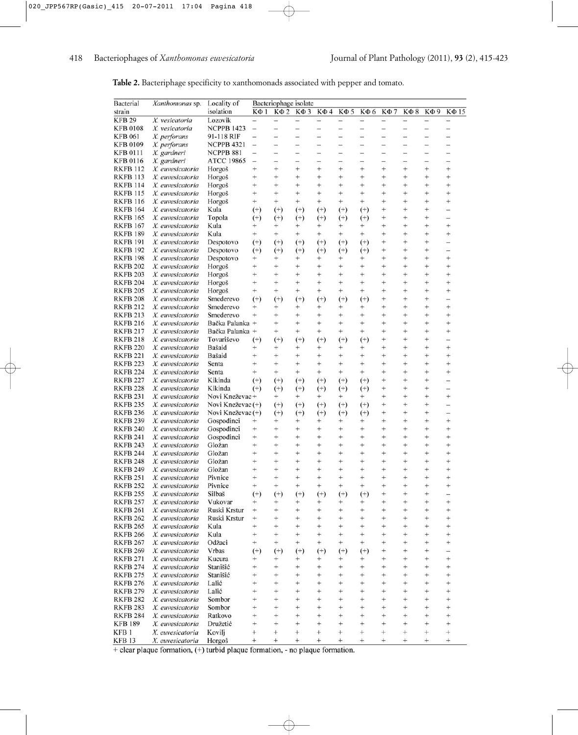**Table 2.** Bacteriophage specificity to xanthomonads associated with pepper and tomato.

| Bacterial strain | *Xanthomonas* sp. | Locality of isolation | Bacteriophage isolate | | | | | | | | | |
|---|---|---|---|---|---|---|---|---|---|---|---|---|
| | | | KΦ 1 | KΦ 2 | KΦ 3 | KΦ 4 | KΦ 5 | KΦ 6 | KΦ 7 | KΦ 8 | KΦ 9 | KΦ 15 |
| KFB 29 | *X. vesicatoria* | Lozovik | – | – | – | – | – | – | – | – | – | – |
| KFB 0108 | *X. vesicatoria* | NCPPB 1423 | – | – | – | – | – | – | – | – | – | – |
| KFB 061 | *X. perforans* | 91-118 RIF | – | – | – | – | – | – | – | – | – | – |
| KFB 0109 | *X. perforans* | NCPPB 4321 | – | – | – | – | – | – | – | – | – | – |
| KFB 0111 | *X. gardneri* | NCPPB 881 | – | – | – | – | – | – | – | – | – | – |
| KFB 0116 | *X. gardneri* | ATCC 19865 | – | – | – | – | – | – | – | – | – | – |
| RKFB 112 | *X. euvesicatoria* | Horgoš | + | + | + | + | + | + | + | + | + | + |
| RKFB 113 | *X. euvesicatoria* | Horgoš | + | + | + | + | + | + | + | + | + | + |
| RKFB 114 | *X. euvesicatoria* | Horgoš | + | + | + | + | + | + | + | + | + | + |
| RKFB 115 | *X. euvesicatoria* | Horgoš | + | + | + | + | + | + | + | + | + | + |
| RKFB 116 | *X. euvesicatoria* | Horgoš | + | + | + | + | + | + | + | + | + | + |
| RKFB 164 | *X. euvesicatoria* | Kula | (+) | (+) | (+) | (+) | (+) | (+) | + | + | + | – |
| RKFB 165 | *X. euvesicatoria* | Topola | (+) | (+) | (+) | (+) | (+) | (+) | + | + | + | – |
| RKFB 167 | *X. euvesicatoria* | Kula | + | + | + | + | + | + | + | + | + | + |
| RKFB 189 | *X. euvesicatoria* | Kula | + | + | + | + | + | + | + | + | + | + |
| RKFB 191 | *X. euvesicatoria* | Despotovo | (+) | (+) | (+) | (+) | (+) | (+) | + | + | + | – |
| RKFB 192 | *X. euvesicatoria* | Despotovo | (+) | (+) | (+) | (+) | (+) | (+) | + | + | + | – |
| RKFB 198 | *X. euvesicatoria* | Despotovo | + | + | + | + | + | + | + | + | + | + |
| RKFB 202 | *X. euvesicatoria* | Horgoš | + | + | + | + | + | + | + | + | + | + |
| RKFB 203 | *X. euvesicatoria* | Horgoš | + | + | + | + | + | + | + | + | + | + |
| RKFB 204 | *X. euvesicatoria* | Horgoš | + | + | + | + | + | + | + | + | + | + |
| RKFB 205 | *X. euvesicatoria* | Horgoš | + | + | + | + | + | + | + | + | + | + |
| RKFB 208 | *X. euvesicatoria* | Smederevo | (+) | (+) | (+) | (+) | (+) | (+) | + | + | + | – |
| RKFB 212 | *X. euvesicatoria* | Smederevo | + | + | + | + | + | + | + | + | + | + |
| RKFB 213 | *X. euvesicatoria* | Smederevo | + | + | + | + | + | + | + | + | + | + |
| RKFB 216 | *X. euvesicatoria* | Bačka Palanka | + | + | + | + | + | + | + | + | + | + |
| RKFB 217 | *X. euvesicatoria* | Bačka Palanka | + | + | + | + | + | + | + | + | + | + |
| RKFB 218 | *X. euvesicatoria* | Tovariševo | (+) | (+) | (+) | (+) | (+) | (+) | + | + | + | – |
| RKFB 220 | *X. euvesicatoria* | Bašaid | + | + | + | + | + | + | + | + | + | + |
| RKFB 221 | *X. euvesicatoria* | Bašaid | + | + | + | + | + | + | + | + | + | + |
| RKFB 223 | *X. euvesicatoria* | Senta | + | + | + | + | + | + | + | + | + | + |
| RKFB 224 | *X. euvesicatoria* | Senta | + | + | + | + | + | + | + | + | + | + |
| RKFB 227 | *X. euvesicatoria* | Kikinda | (+) | (+) | (+) | (+) | (+) | (+) | + | + | + | – |
| RKFB 228 | *X. euvesicatoria* | Kikinda | (+) | (+) | (+) | (+) | (+) | (+) | + | + | + | – |
| RKFB 231 | *X. euvesicatoria* | Novi Kneževac | + | + | + | + | + | + | + | + | + | + |
| RKFB 235 | *X. euvesicatoria* | Novi Kneževac | (+) | (+) | (+) | (+) | (+) | (+) | + | + | + | – |
| RKFB 236 | *X. euvesicatoria* | Novi Kneževac | (+) | (+) | (+) | (+) | (+) | (+) | + | + | + | – |
| RKFB 239 | *X. euvesicatoria* | Gospođinci | + | + | + | + | + | + | + | + | + | + |
| RKFB 240 | *X. euvesicatoria* | Gospođinci | + | + | + | + | + | + | + | + | + | + |
| RKFB 241 | *X. euvesicatoria* | Gospođinci | + | + | + | + | + | + | + | + | + | + |
| RKFB 243 | *X. euvesicatoria* | Gložan | + | + | + | + | + | + | + | + | + | + |
| RKFB 244 | *X. euvesicatoria* | Gložan | + | + | + | + | + | + | + | + | + | + |
| RKFB 248 | *X. euvesicatoria* | Gložan | + | + | + | + | + | + | + | + | + | + |
| RKFB 249 | *X. euvesicatoria* | Gložan | + | + | + | + | + | + | + | + | + | + |
| RKFB 251 | *X. euvesicatoria* | Pivnice | + | + | + | + | + | + | + | + | + | + |
| RKFB 252 | *X. euvesicatoria* | Pivnice | + | + | + | + | + | + | + | + | + | + |
| RKFB 255 | *X. euvesicatoria* | Silbaš | (+) | (+) | (+) | (+) | (+) | (+) | + | + | + | – |
| RKFB 257 | *X. euvesicatoria* | Vukovar | + | + | + | + | + | + | + | + | + | + |
| RKFB 261 | *X. euvesicatoria* | Ruski Krstur | + | + | + | + | + | + | + | + | + | + |
| RKFB 262 | *X. euvesicatoria* | Ruski Krstur | + | + | + | + | + | + | + | + | + | + |
| RKFB 265 | *X. euvesicatoria* | Kula | + | + | + | + | + | + | + | + | + | + |
| RKFB 266 | *X. euvesicatoria* | Kula | + | + | + | + | + | + | + | + | + | + |
| RKFB 267 | *X. euvesicatoria* | Odžaci | + | + | + | + | + | + | + | + | + | + |
| RKFB 269 | *X. euvesicatoria* | Vrbas | (+) | (+) | (+) | (+) | (+) | (+) | + | + | + | – |
| RKFB 271 | *X. euvesicatoria* | Kucura | + | + | + | + | + | + | + | + | + | + |
| RKFB 274 | *X. euvesicatoria* | Stanišić | + | + | + | + | + | + | + | + | + | + |
| RKFB 275 | *X. euvesicatoria* | Stanišić | + | + | + | + | + | + | + | + | + | + |
| RKFB 276 | *X. euvesicatoria* | Lalić | + | + | + | + | + | + | + | + | + | + |
| RKFB 279 | *X. euvesicatoria* | Lalić | + | + | + | + | + | + | + | + | + | + |
| RKFB 282 | *X. euvesicatoria* | Sombor | + | + | + | + | + | + | + | + | + | + |
| RKFB 283 | *X. euvesicatoria* | Sombor | + | + | + | + | + | + | + | + | + | + |
| RKFB 284 | *X. euvesicatoria* | Ratkovo | + | + | + | + | + | + | + | + | + | + |
| KFB 189 | *X. euvesicatoria* | Družetić | + | + | + | + | + | + | + | + | + | + |
| KFB 1 | *X. euvesicatoria* | Kovilj | + | + | + | + | + | + | + | + | + | + |
| KFB 13 | *X. euvesicatoria* | Horgoš | + | + | + | + | + | + | + | + | + | + |

+ clear plaque formation, (+) turbid plaque formation, - no plaque formation.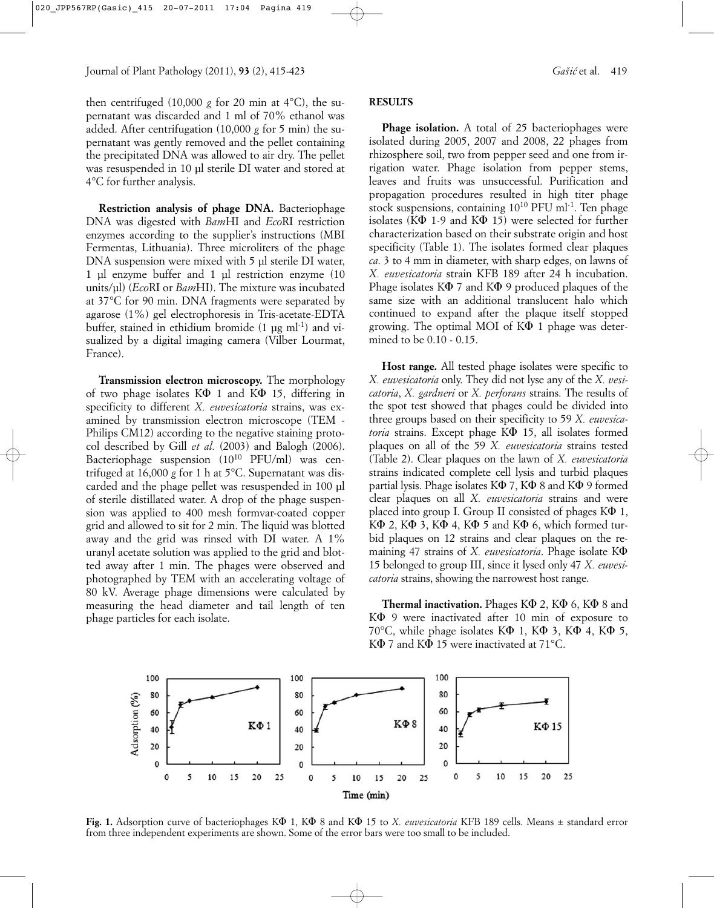then centrifuged (10,000 *g* for 20 min at 4°C), the supernatant was discarded and 1 ml of 70% ethanol was added. After centrifugation (10,000 *g* for 5 min) the supernatant was gently removed and the pellet containing the precipitated DNA was allowed to air dry. The pellet was resuspended in 10 µl sterile DI water and stored at 4°C for further analysis.

**Restriction analysis of phage DNA.** Bacteriophage DNA was digested with *Bam*HI and *Eco*RI restriction enzymes according to the supplier's instructions (MBI Fermentas, Lithuania). Three microliters of the phage DNA suspension were mixed with 5 µl sterile DI water, 1 µl enzyme buffer and 1 µl restriction enzyme (10 units/µl) (*Eco*RI or *Bam*HI). The mixture was incubated at 37°C for 90 min. DNA fragments were separated by agarose (1%) gel electrophoresis in Tris-acetate-EDTA buffer, stained in ethidium bromide (1 µg ml$^{-1}$) and visualized by a digital imaging camera (Vilber Lourmat, France).

**Transmission electron microscopy.** The morphology of two phage isolates KΦ 1 and KΦ 15, differing in specificity to different *X. euvesicatoria* strains, was examined by transmission electron microscope (TEM - Philips CM12) according to the negative staining protocol described by Gill *et al.* (2003) and Balogh (2006). Bacteriophage suspension ($10^{10}$ PFU/ml) was centrifuged at 16,000 *g* for 1 h at 5°C. Supernatant was discarded and the phage pellet was resuspended in 100 µl of sterile distillated water. A drop of the phage suspension was applied to 400 mesh formvar-coated copper grid and allowed to sit for 2 min. The liquid was blotted away and the grid was rinsed with DI water. A 1% uranyl acetate solution was applied to the grid and blotted away after 1 min. The phages were observed and photographed by TEM with an accelerating voltage of 80 kV. Average phage dimensions were calculated by measuring the head diameter and tail length of ten phage particles for each isolate.

## RESULTS

**Phage isolation.** A total of 25 bacteriophages were isolated during 2005, 2007 and 2008, 22 phages from rhizosphere soil, two from pepper seed and one from irrigation water. Phage isolation from pepper stems, leaves and fruits was unsuccessful. Purification and propagation procedures resulted in high titer phage stock suspensions, containing $10^{10}$ PFU ml$^{-1}$. Ten phage isolates (KΦ 1-9 and KΦ 15) were selected for further characterization based on their substrate origin and host specificity (Table 1). The isolates formed clear plaques *ca.* 3 to 4 mm in diameter, with sharp edges, on lawns of *X. euvesicatoria* strain KFB 189 after 24 h incubation. Phage isolates KΦ 7 and KΦ 9 produced plaques of the same size with an additional translucent halo which continued to expand after the plaque itself stopped growing. The optimal MOI of KΦ 1 phage was determined to be 0.10 - 0.15.

**Host range.** All tested phage isolates were specific to *X. euvesicatoria* only. They did not lyse any of the *X. vesicatoria*, *X. gardneri* or *X. perforans* strains. The results of the spot test showed that phages could be divided into three groups based on their specificity to 59 *X. euvesicatoria* strains. Except phage KΦ 15, all isolates formed plaques on all of the 59 *X. euvesicatoria* strains tested (Table 2). Clear plaques on the lawn of *X. euvesicatoria* strains indicated complete cell lysis and turbid plaques partial lysis. Phage isolates KΦ 7, KΦ 8 and KΦ 9 formed clear plaques on all *X. euvesicatoria* strains and were placed into group I. Group II consisted of phages KΦ 1, KΦ 2, KΦ 3, KΦ 4, KΦ 5 and KΦ 6, which formed turbid plaques on 12 strains and clear plaques on the remaining 47 strains of *X. euvesicatoria*. Phage isolate KΦ 15 belonged to group III, since it lysed only 47 *X. euvesicatoria* strains, showing the narrowest host range.

**Thermal inactivation.** Phages KΦ 2, KΦ 6, KΦ 8 and KΦ 9 were inactivated after 10 min of exposure to 70°C, while phage isolates KΦ 1, KΦ 3, KΦ 4, KΦ 5, KΦ 7 and KΦ 15 were inactivated at 71°C.

**Fig. 1.** Adsorption curve of bacteriophages KΦ 1, KΦ 8 and KΦ 15 to *X. euvesicatoria* KFB 189 cells. Means ± standard error from three independent experiments are shown. Some of the error bars were too small to be included.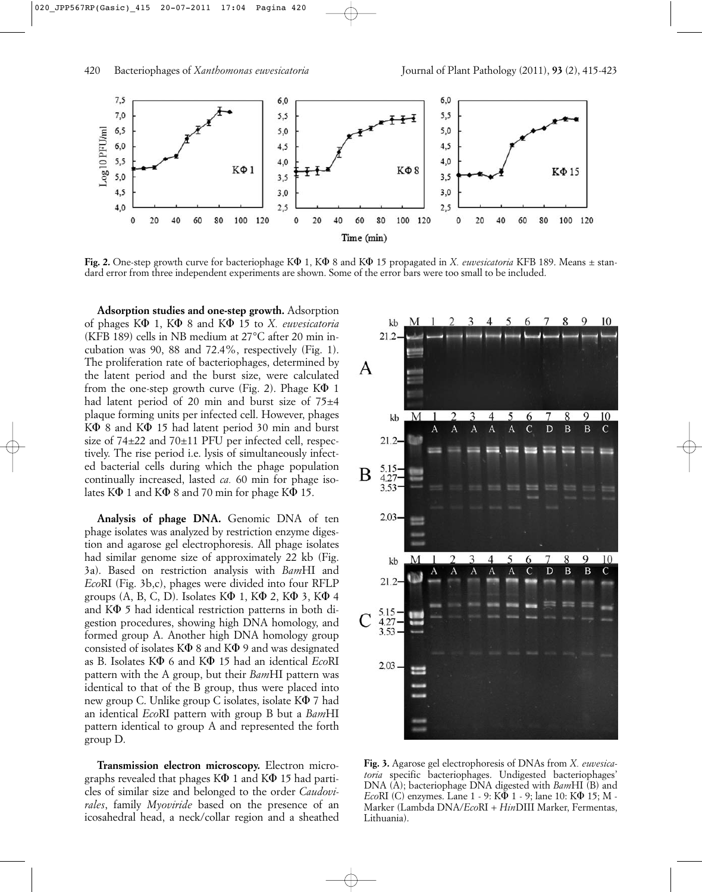**Fig. 2.** One-step growth curve for bacteriophage KΦ 1, KΦ 8 and KΦ 15 propagated in *X. euvesicatoria* KFB 189. Means ± standard error from three independent experiments are shown. Some of the error bars were too small to be included.

**Adsorption studies and one-step growth.** Adsorption of phages KΦ 1, KΦ 8 and KΦ 15 to *X. euvesicatoria* (KFB 189) cells in NB medium at 27°C after 20 min incubation was 90, 88 and 72.4%, respectively (Fig. 1). The proliferation rate of bacteriophages, determined by the latent period and the burst size, were calculated from the one-step growth curve (Fig. 2). Phage KΦ 1 had latent period of 20 min and burst size of 75±4 plaque forming units per infected cell. However, phages KΦ 8 and KΦ 15 had latent period 30 min and burst size of 74±22 and 70±11 PFU per infected cell, respectively. The rise period i.e. lysis of simultaneously infected bacterial cells during which the phage population continually increased, lasted *ca.* 60 min for phage isolates KΦ 1 and KΦ 8 and 70 min for phage KΦ 15.

**Analysis of phage DNA.** Genomic DNA of ten phage isolates was analyzed by restriction enzyme digestion and agarose gel electrophoresis. All phage isolates had similar genome size of approximately 22 kb (Fig. 3a). Based on restriction analysis with *Bam*HI and *Eco*RI (Fig. 3b,c), phages were divided into four RFLP groups (A, B, C, D). Isolates KΦ 1, KΦ 2, KΦ 3, KΦ 4 and KΦ 5 had identical restriction patterns in both digestion procedures, showing high DNA homology, and formed group A. Another high DNA homology group consisted of isolates KΦ 8 and KΦ 9 and was designated as B. Isolates KΦ 6 and KΦ 15 had an identical *Eco*RI pattern with the A group, but their *Bam*HI pattern was identical to that of the B group, thus were placed into new group C. Unlike group C isolates, isolate KΦ 7 had an identical *Eco*RI pattern with group B but a *Bam*HI pattern identical to group A and represented the forth group D.

**Transmission electron microscopy.** Electron micrographs revealed that phages KΦ 1 and KΦ 15 had particles of similar size and belonged to the order *Caudovirales*, family *Myoviride* based on the presence of an icosahedral head, a neck/collar region and a sheathed

**Fig. 3.** Agarose gel electrophoresis of DNAs from *X. euvesicatoria* specific bacteriophages. Undigested bacteriophages' DNA (A); bacteriophage DNA digested with *Bam*HI (B) and *Eco*RI (C) enzymes. Lane 1 - 9: KΦ 1 - 9; lane 10: KΦ 15; M - Marker (Lambda DNA/*Eco*RI + *Hin*DIII Marker, Fermentas, Lithuania).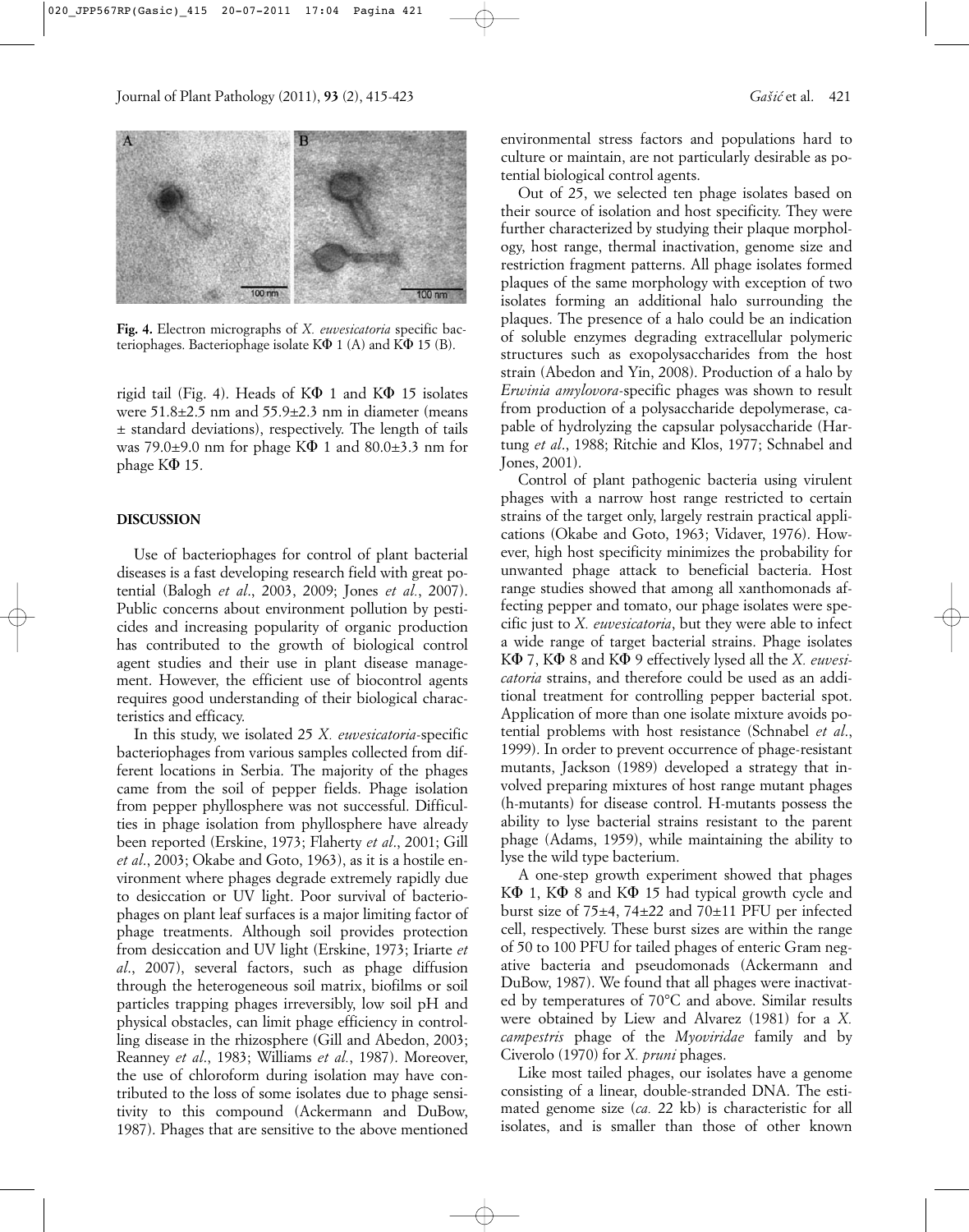**Fig. 4.** Electron micrographs of *X. euvesicatoria* specific bacteriophages. Bacteriophage isolate KΦ 1 (A) and KΦ 15 (B).

rigid tail (Fig. 4). Heads of KΦ 1 and KΦ 15 isolates were 51.8±2.5 nm and 55.9±2.3 nm in diameter (means ± standard deviations), respectively. The length of tails was 79.0±9.0 nm for phage KΦ 1 and 80.0±3.3 nm for phage KΦ 15.

## DISCUSSION

Use of bacteriophages for control of plant bacterial diseases is a fast developing research field with great potential (Balogh *et al*., 2003, 2009; Jones *et al*., 2007). Public concerns about environment pollution by pesticides and increasing popularity of organic production has contributed to the growth of biological control agent studies and their use in plant disease management. However, the efficient use of biocontrol agents requires good understanding of their biological characteristics and efficacy.

In this study, we isolated 25 *X. euvesicatoria*-specific bacteriophages from various samples collected from different locations in Serbia. The majority of the phages came from the soil of pepper fields. Phage isolation from pepper phyllosphere was not successful. Difficulties in phage isolation from phyllosphere have already been reported (Erskine, 1973; Flaherty *et al*., 2001; Gill *et al*., 2003; Okabe and Goto, 1963), as it is a hostile environment where phages degrade extremely rapidly due to desiccation or UV light. Poor survival of bacteriophages on plant leaf surfaces is a major limiting factor of phage treatments. Although soil provides protection from desiccation and UV light (Erskine, 1973; Iriarte *et al*., 2007), several factors, such as phage diffusion through the heterogeneous soil matrix, biofilms or soil particles trapping phages irreversibly, low soil pH and physical obstacles, can limit phage efficiency in controlling disease in the rhizosphere (Gill and Abedon, 2003; Reanney *et al*., 1983; Williams *et al*., 1987). Moreover, the use of chloroform during isolation may have contributed to the loss of some isolates due to phage sensitivity to this compound (Ackermann and DuBow, 1987). Phages that are sensitive to the above mentioned environmental stress factors and populations hard to culture or maintain, are not particularly desirable as potential biological control agents.

Out of 25, we selected ten phage isolates based on their source of isolation and host specificity. They were further characterized by studying their plaque morphology, host range, thermal inactivation, genome size and restriction fragment patterns. All phage isolates formed plaques of the same morphology with exception of two isolates forming an additional halo surrounding the plaques. The presence of a halo could be an indication of soluble enzymes degrading extracellular polymeric structures such as exopolysaccharides from the host strain (Abedon and Yin, 2008). Production of a halo by *Erwinia amylovora*-specific phages was shown to result from production of a polysaccharide depolymerase, capable of hydrolyzing the capsular polysaccharide (Hartung *et al*., 1988; Ritchie and Klos, 1977; Schnabel and Jones, 2001).

Control of plant pathogenic bacteria using virulent phages with a narrow host range restricted to certain strains of the target only, largely restrain practical applications (Okabe and Goto, 1963; Vidaver, 1976). However, high host specificity minimizes the probability for unwanted phage attack to beneficial bacteria. Host range studies showed that among all xanthomonads affecting pepper and tomato, our phage isolates were specific just to *X. euvesicatoria*, but they were able to infect a wide range of target bacterial strains. Phage isolates KΦ 7, KΦ 8 and KΦ 9 effectively lysed all the *X. euvesicatoria* strains, and therefore could be used as an additional treatment for controlling pepper bacterial spot. Application of more than one isolate mixture avoids potential problems with host resistance (Schnabel *et al*., 1999). In order to prevent occurrence of phage-resistant mutants, Jackson (1989) developed a strategy that involved preparing mixtures of host range mutant phages (h-mutants) for disease control. H-mutants possess the ability to lyse bacterial strains resistant to the parent phage (Adams, 1959), while maintaining the ability to lyse the wild type bacterium.

A one-step growth experiment showed that phages KΦ 1, KΦ 8 and KΦ 15 had typical growth cycle and burst size of 75±4, 74±22 and 70±11 PFU per infected cell, respectively. These burst sizes are within the range of 50 to 100 PFU for tailed phages of enteric Gram negative bacteria and pseudomonads (Ackermann and DuBow, 1987). We found that all phages were inactivated by temperatures of 70°C and above. Similar results were obtained by Liew and Alvarez (1981) for a *X. campestris* phage of the *Myoviridae* family and by Civerolo (1970) for *X. pruni* phages.

Like most tailed phages, our isolates have a genome consisting of a linear, double-stranded DNA. The estimated genome size (*ca.* 22 kb) is characteristic for all isolates, and is smaller than those of other known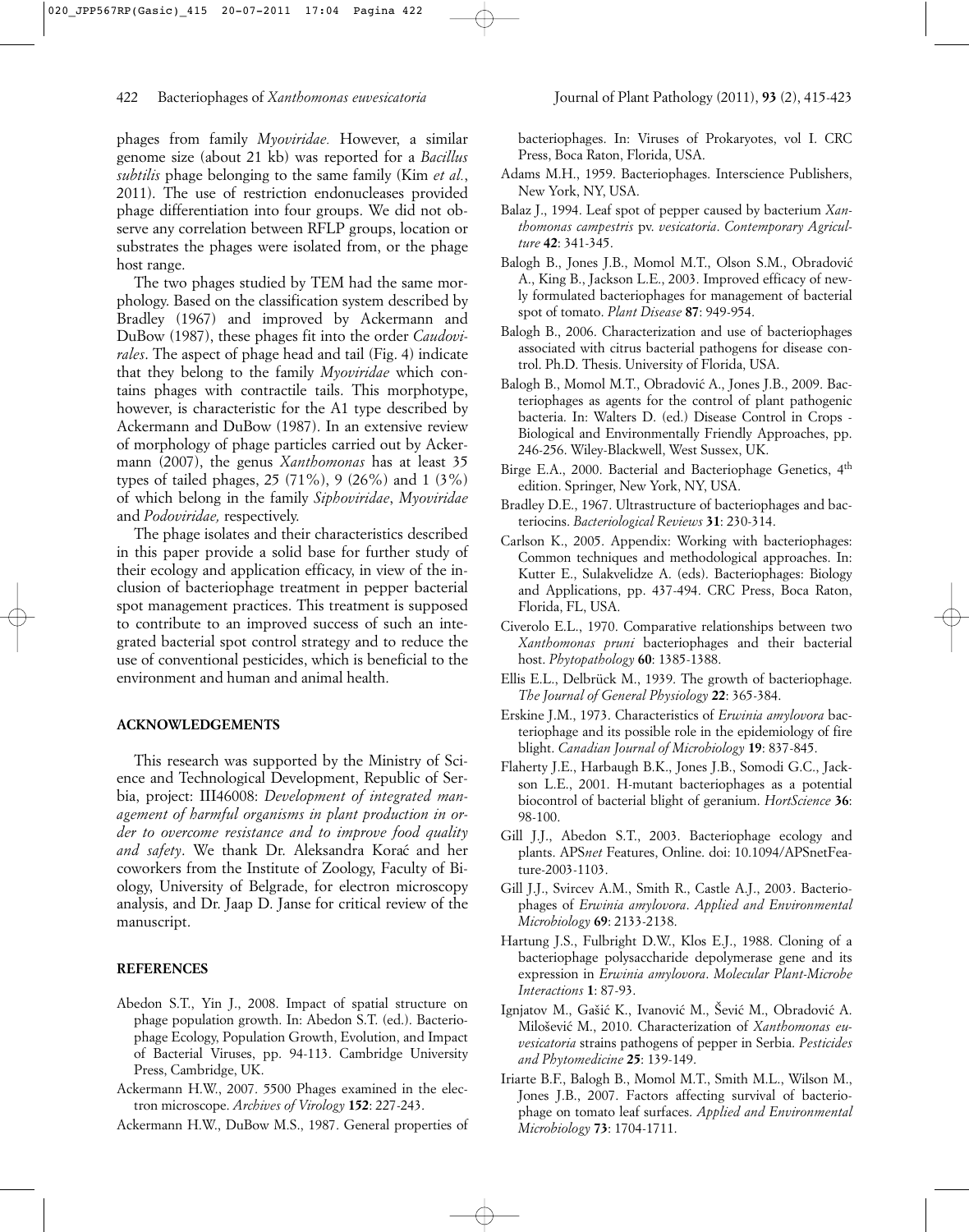phages from family *Myoviridae.* However, a similar genome size (about 21 kb) was reported for a *Bacillus subtilis* phage belonging to the same family (Kim *et al.*, 2011). The use of restriction endonucleases provided phage differentiation into four groups. We did not observe any correlation between RFLP groups, location or substrates the phages were isolated from, or the phage host range.

The two phages studied by TEM had the same morphology. Based on the classification system described by Bradley (1967) and improved by Ackermann and DuBow (1987), these phages fit into the order *Caudovirales*. The aspect of phage head and tail (Fig. 4) indicate that they belong to the family *Myoviridae* which contains phages with contractile tails. This morphotype, however, is characteristic for the A1 type described by Ackermann and DuBow (1987). In an extensive review of morphology of phage particles carried out by Ackermann (2007), the genus *Xanthomonas* has at least 35 types of tailed phages, 25 (71%), 9 (26%) and 1 (3%) of which belong in the family *Siphoviridae*, *Myoviridae* and *Podoviridae,* respectively.

The phage isolates and their characteristics described in this paper provide a solid base for further study of their ecology and application efficacy, in view of the inclusion of bacteriophage treatment in pepper bacterial spot management practices. This treatment is supposed to contribute to an improved success of such an integrated bacterial spot control strategy and to reduce the use of conventional pesticides, which is beneficial to the environment and human and animal health.

## ACKNOWLEDGEMENTS

This research was supported by the Ministry of Science and Technological Development, Republic of Serbia, project: III46008: *Development of integrated management of harmful organisms in plant production in order to overcome resistance and to improve food quality and safety*. We thank Dr. Aleksandra Korać and her coworkers from the Institute of Zoology, Faculty of Biology, University of Belgrade, for electron microscopy analysis, and Dr. Jaap D. Janse for critical review of the manuscript.

## REFERENCES

Abedon S.T., Yin J., 2008. Impact of spatial structure on phage population growth. In: Abedon S.T. (ed.). Bacteriophage Ecology, Population Growth, Evolution, and Impact of Bacterial Viruses, pp. 94-113. Cambridge University Press, Cambridge, UK.

Ackermann H.W., 2007. 5500 Phages examined in the electron microscope. *Archives of Virology* **152**: 227-243.

Ackermann H.W., DuBow M.S., 1987. General properties of bacteriophages. In: Viruses of Prokaryotes, vol I. CRC Press, Boca Raton, Florida, USA.

Adams M.H., 1959. Bacteriophages. Interscience Publishers, New York, NY, USA.

Balaz J., 1994. Leaf spot of pepper caused by bacterium *Xanthomonas campestris* pv. *vesicatoria*. *Contemporary Agriculture* **42**: 341-345.

Balogh B., Jones J.B., Momol M.T., Olson S.M., Obradović A., King B., Jackson L.E., 2003. Improved efficacy of newly formulated bacteriophages for management of bacterial spot of tomato. *Plant Disease* **87**: 949-954.

Balogh B., 2006. Characterization and use of bacteriophages associated with citrus bacterial pathogens for disease control. Ph.D. Thesis. University of Florida, USA.

Balogh B., Momol M.T., Obradović A., Jones J.B., 2009. Bacteriophages as agents for the control of plant pathogenic bacteria. In: Walters D. (ed.) Disease Control in Crops - Biological and Environmentally Friendly Approaches, pp. 246-256. Wiley-Blackwell, West Sussex, UK.

Birge E.A., 2000. Bacterial and Bacteriophage Genetics, 4th edition. Springer, New York, NY, USA.

Bradley D.E., 1967. Ultrastructure of bacteriophages and bacteriocins. *Bacteriological Reviews* **31**: 230-314.

Carlson K., 2005. Appendix: Working with bacteriophages: Common techniques and methodological approaches. In: Kutter E., Sulakvelidze A. (eds). Bacteriophages: Biology and Applications, pp. 437-494. CRC Press, Boca Raton, Florida, FL, USA.

Civerolo E.L., 1970. Comparative relationships between two *Xanthomonas pruni* bacteriophages and their bacterial host. *Phytopathology* **60**: 1385-1388.

Ellis E.L., Delbrück M., 1939. The growth of bacteriophage. *The Journal of General Physiology* **22**: 365-384.

Erskine J.M., 1973. Characteristics of *Erwinia amylovora* bacteriophage and its possible role in the epidemiology of fire blight. *Canadian Journal of Microbiology* **19**: 837-845.

Flaherty J.E., Harbaugh B.K., Jones J.B., Somodi G.C., Jackson L.E., 2001. H-mutant bacteriophages as a potential biocontrol of bacterial blight of geranium. *HortScience* **36**: 98-100.

Gill J.J., Abedon S.T., 2003. Bacteriophage ecology and plants. APS*net* Features, Online. doi: 10.1094/APSnetFeature-2003-1103.

Gill J.J., Svircev A.M., Smith R., Castle A.J., 2003. Bacteriophages of *Erwinia amylovora*. *Applied and Environmental Microbiology* **69**: 2133-2138.

Hartung J.S., Fulbright D.W., Klos E.J., 1988. Cloning of a bacteriophage polysaccharide depolymerase gene and its expression in *Erwinia amylovora*. *Molecular Plant-Microbe Interactions* **1**: 87-93.

Ignjatov M., Gašić K., Ivanović M., Šević M., Obradović A. Milošević M., 2010. Characterization of *Xanthomonas euvesicatoria* strains pathogens of pepper in Serbia. *Pesticides and Phytomedicine* **25**: 139-149.

Iriarte B.F., Balogh B., Momol M.T., Smith M.L., Wilson M., Jones J.B., 2007. Factors affecting survival of bacteriophage on tomato leaf surfaces. *Applied and Environmental Microbiology* **73**: 1704-1711.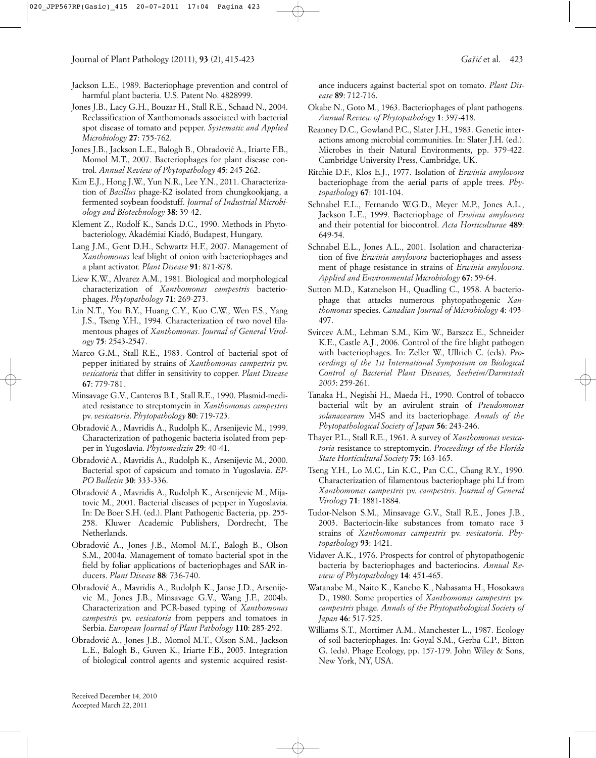Jackson L.E., 1989. Bacteriophage prevention and control of harmful plant bacteria. U.S. Patent No. 4828999.

Jones J.B., Lacy G.H., Bouzar H., Stall R.E., Schaad N., 2004. Reclassification of Xanthomonads associated with bacterial spot disease of tomato and pepper. *Systematic and Applied Microbiology* **27**: 755-762.

Jones J.B., Jackson L.E., Balogh B., Obradović A., Iriarte F.B., Momol M.T., 2007. Bacteriophages for plant disease control. *Annual Review of Phytopathology* **45**: 245-262.

Kim E.J., Hong J.W., Yun N.R., Lee Y.N., 2011. Characterization of *Bacillus* phage-K2 isolated from chungkookjang, a fermented soybean foodstuff. *Journal of Industrial Microbiology and Biotechnology* **38**: 39-42.

Klement Z., Rudolf K., Sands D.C., 1990. Methods in Phytobacteriology. Akadémiai Kiadó, Budapest, Hungary.

Lang J.M., Gent D.H., Schwartz H.F., 2007. Management of *Xanthomonas* leaf blight of onion with bacteriophages and a plant activator. *Plant Disease* **91**: 871-878.

Liew K.W., Alvarez A.M., 1981. Biological and morphological characterization of *Xanthomonas campestris* bacteriophages. *Phytopathology* **71**: 269-273.

Lin N.T., You B.Y., Huang C.Y., Kuo C.W., Wen F.S., Yang J.S., Tseng Y.H., 1994. Characterization of two novel filamentous phages of *Xanthomonas*. *Journal of General Virology* **75**: 2543-2547.

Marco G.M., Stall R.E., 1983. Control of bacterial spot of pepper initiated by strains of *Xanthomonas campestris* pv. *vesicatoria* that differ in sensitivity to copper. *Plant Disease* **67**: 779-781.

Minsavage G.V., Canteros B.I., Stall R.E., 1990. Plasmid-mediated resistance to streptomycin in *Xanthomonas campestris* pv. *vesicatoria*. *Phytopathology* **80**: 719-723.

Obradović A., Mavridis A., Rudolph K., Arsenijevic M., 1999. Characterization of pathogenic bacteria isolated from pepper in Yugoslavia. *Phytomedizin* **29**: 40-41.

Obradović A., Mavridis A., Rudolph K., Arsenijevic M., 2000. Bacterial spot of capsicum and tomato in Yugoslavia. *EPPO Bulletin* **30**: 333-336.

Obradović A., Mavridis A., Rudolph K., Arsenijevic M., Mijatovic M., 2001. Bacterial diseases of pepper in Yugoslavia. In: De Boer S.H. (ed.). Plant Pathogenic Bacteria, pp. 255-258. Kluwer Academic Publishers, Dordrecht, The Netherlands.

Obradović A., Jones J.B., Momol M.T., Balogh B., Olson S.M., 2004a. Management of tomato bacterial spot in the field by foliar applications of bacteriophages and SAR inducers. *Plant Disease* **88**: 736-740.

Obradović A., Mavridis A., Rudolph K., Janse J.D., Arsenijevic M., Jones J.B., Minsavage G.V., Wang J.F., 2004b. Characterization and PCR-based typing of *Xanthomonas campestris* pv. *vesicatoria* from peppers and tomatoes in Serbia. *European Journal of Plant Pathology* **110**: 285-292.

Obradović A., Jones J.B., Momol M.T., Olson S.M., Jackson L.E., Balogh B., Guven K., Iriarte F.B., 2005. Integration of biological control agents and systemic acquired resistance inducers against bacterial spot on tomato. *Plant Disease* **89**: 712-716.

Okabe N., Goto M., 1963. Bacteriophages of plant pathogens. *Annual Review of Phytopathology* **1**: 397-418.

Reanney D.C., Gowland P.C., Slater J.H., 1983. Genetic interactions among microbial communities. In: Slater J.H. (ed.). Microbes in their Natural Environments, pp. 379-422. Cambridge University Press, Cambridge, UK.

Ritchie D.F., Klos E.J., 1977. Isolation of *Erwinia amylovora* bacteriophage from the aerial parts of apple trees. *Phytopathology* **67**: 101-104.

Schnabel E.L., Fernando W.G.D., Meyer M.P., Jones A.L., Jackson L.E., 1999. Bacteriophage of *Erwinia amylovora* and their potential for biocontrol. *Acta Horticulturae* **489**: 649-54.

Schnabel E.L., Jones A.L., 2001. Isolation and characterization of five *Erwinia amylovora* bacteriophages and assessment of phage resistance in strains of *Erwinia amylovora*. *Applied and Environmental Microbiology* **67**: 59-64.

Sutton M.D., Katznelson H., Quadling C., 1958. A bacteriophage that attacks numerous phytopathogenic *Xanthomonas* species. *Canadian Journal of Microbiology* **4**: 493-497.

Svircev A.M., Lehman S.M., Kim W., Barszcz E., Schneider K.E., Castle A.J., 2006. Control of the fire blight pathogen with bacteriophages. In: Zeller W., Ullrich C. (eds). *Proceedings of the 1st International Symposium on Biological Control of Bacterial Plant Diseases, Seeheim/Darmstadt 2005*: 259-261.

Tanaka H., Negishi H., Maeda H., 1990. Control of tobacco bacterial wilt by an avirulent strain of *Pseudomonas solanacearum* M4S and its bacteriophage. *Annals of the Phytopathological Society of Japan* **56**: 243-246.

Thayer P.L., Stall R.E., 1961. A survey of *Xanthomonas vesicatoria* resistance to streptomycin. *Proceedings of the Florida State Horticultural Society* **75**: 163-165.

Tseng Y.H., Lo M.C., Lin K.C., Pan C.C., Chang R.Y., 1990. Characterization of filamentous bacteriophage phi Lf from *Xanthomonas campestris* pv. *campestris*. *Journal of General Virology* **71**: 1881-1884.

Tudor-Nelson S.M., Minsavage G.V., Stall R.E., Jones J.B., 2003. Bacteriocin-like substances from tomato race 3 strains of *Xanthomonas campestris* pv. *vesicatoria*. *Phytopathology* **93**: 1421.

Vidaver A.K., 1976. Prospects for control of phytopathogenic bacteria by bacteriophages and bacteriocins. *Annual Review of Phytopathology* **14**: 451-465.

Watanabe M., Naito K., Kanebo K., Nabasama H., Hosokawa D., 1980. Some properties of *Xanthomonas campestris* pv. *campestris* phage. *Annals of the Phytopathological Society of Japan* **46**: 517-525.

Williams S.T., Mortimer A.M., Manchester L., 1987. Ecology of soil bacteriophages. In: Goyal S.M., Gerba C.P., Bitton G. (eds). Phage Ecology, pp. 157-179. John Wiley & Sons, New York, NY, USA.

Received December 14, 2010
Accepted March 22, 2011